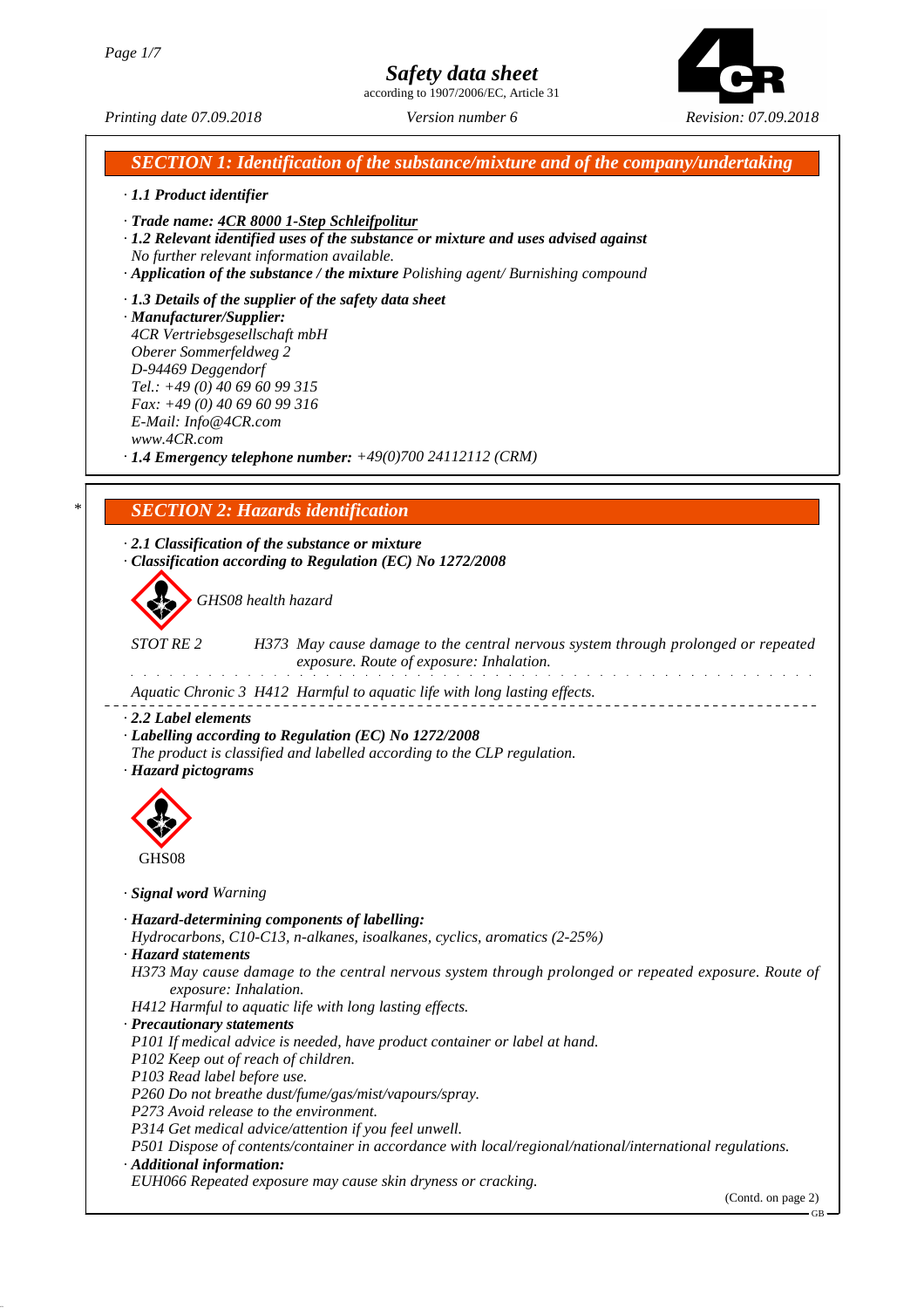# Safety data sheet

according to 1907/2006/EC, Article 31

*Printing date 07.09.2018* *Version number 6* *Revision: 07.09.2018*

## SECTION 1: Identification of the substance/mixture and of the company/undertaking

- **1.1 Product identifier**
- **Trade name: 4CR 8000 1-Step Schleifpolitur**
- **1.2 Relevant identified uses of the substance or mixture and uses advised against**
  No further relevant information available.
- **Application of the substance / the mixture** Polishing agent/ Burnishing compound
- **1.3 Details of the supplier of the safety data sheet**
- **Manufacturer/Supplier:**
  4CR Vertriebsgesellschaft mbH
  Oberer Sommerfeldweg 2
  D-94469 Deggendorf
  Tel.: +49 (0) 40 69 60 99 315
  Fax: +49 (0) 40 69 60 99 316
  E-Mail: Info@4CR.com
  www.4CR.com
- **1.4 Emergency telephone number:** +49(0)700 24112112 (CRM)

## SECTION 2: Hazards identification

- **2.1 Classification of the substance or mixture**
- **Classification according to Regulation (EC) No 1272/2008**

GHS08 health hazard

STOT RE 2 H373 May cause damage to the central nervous system through prolonged or repeated exposure. Route of exposure: Inhalation.

Aquatic Chronic 3 H412 Harmful to aquatic life with long lasting effects.

- **2.2 Label elements**
- **Labelling according to Regulation (EC) No 1272/2008**
  The product is classified and labelled according to the CLP regulation.
- **Hazard pictograms**

GHS08

- **Signal word** Warning
- **Hazard-determining components of labelling:**
  Hydrocarbons, C10-C13, n-alkanes, isoalkanes, cyclics, aromatics (2-25%)
- **Hazard statements**
  H373 May cause damage to the central nervous system through prolonged or repeated exposure. Route of exposure: Inhalation.
  H412 Harmful to aquatic life with long lasting effects.
- **Precautionary statements**
  P101 If medical advice is needed, have product container or label at hand.
  P102 Keep out of reach of children.
  P103 Read label before use.
  P260 Do not breathe dust/fume/gas/mist/vapours/spray.
  P273 Avoid release to the environment.
  P314 Get medical advice/attention if you feel unwell.
  P501 Dispose of contents/container in accordance with local/regional/national/international regulations.
- **Additional information:**
  EUH066 Repeated exposure may cause skin dryness or cracking.

(Contd. on page 2)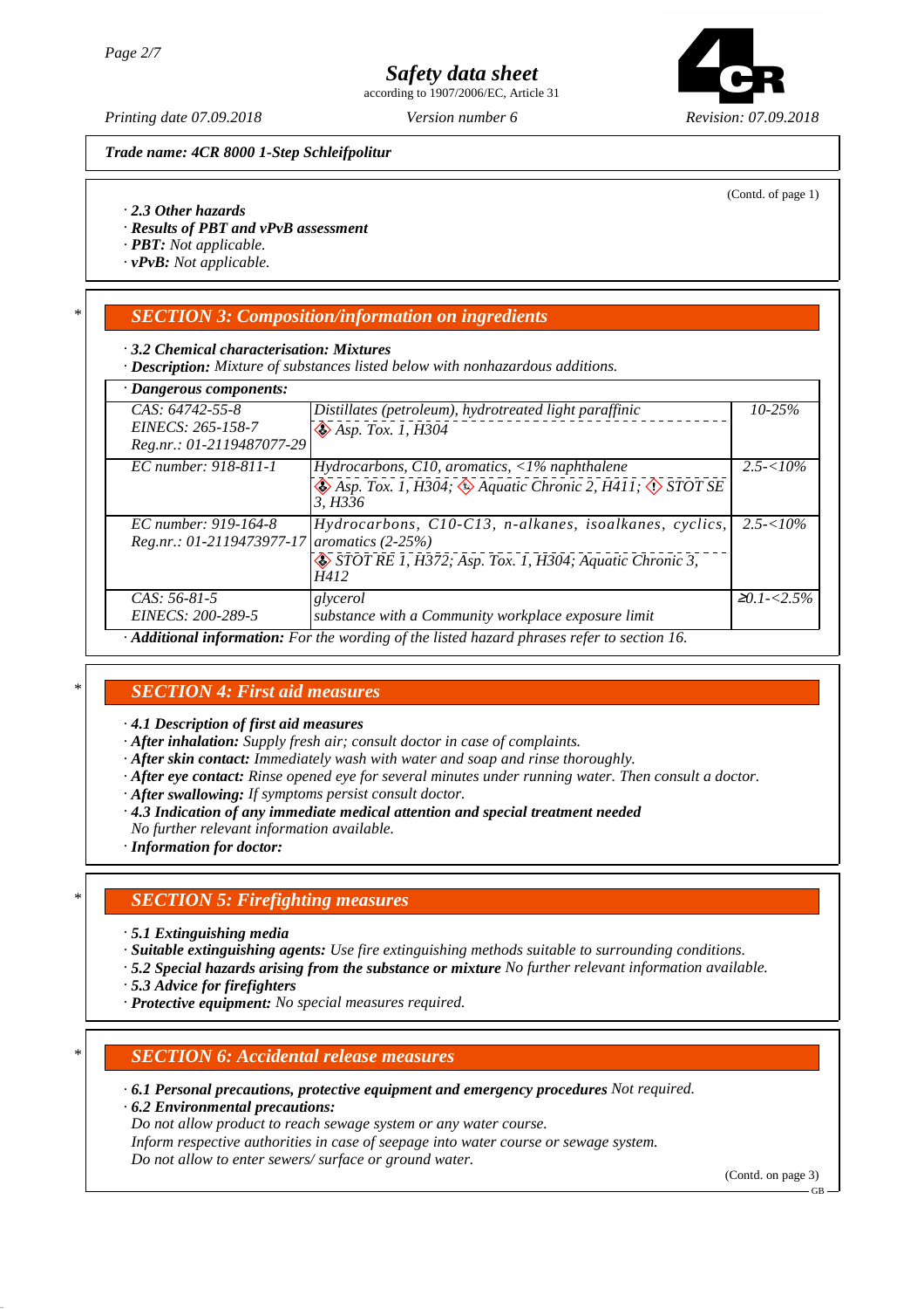**Trade name: 4CR 8000 1-Step Schleifpolitur**

(Contd. of page 1)

· **2.3 Other hazards**
· **Results of PBT and vPvB assessment**
· **PBT:** Not applicable.
· **vPvB:** Not applicable.

## SECTION 3: Composition/information on ingredients

· **3.2 Chemical characterisation: Mixtures**
· **Description:** Mixture of substances listed below with nonhazardous additions.

| · Dangerous components: | | |
|---|---|---|
| CAS: 64742-55-8<br>EINECS: 265-158-7<br>Reg.nr.: 01-2119487077-29 | Distillates (petroleum), hydrotreated light paraffinic<br>Asp. Tox. 1, H304 | 10-25% |
| EC number: 918-811-1 | Hydrocarbons, C10, aromatics, <1% naphthalene<br>Asp. Tox. 1, H304; Aquatic Chronic 2, H411; STOT SE 3, H336 | 2.5-<10% |
| EC number: 919-164-8<br>Reg.nr.: 01-2119473977-17 | Hydrocarbons, C10-C13, n-alkanes, isoalkanes, cyclics, aromatics (2-25%)<br>STOT RE 1, H372; Asp. Tox. 1, H304; Aquatic Chronic 3, H412 | 2.5-<10% |
| CAS: 56-81-5<br>EINECS: 200-289-5 | glycerol<br>substance with a Community workplace exposure limit | ≥0.1-<2.5% |

· **Additional information:** For the wording of the listed hazard phrases refer to section 16.

## SECTION 4: First aid measures

· **4.1 Description of first aid measures**
· **After inhalation:** Supply fresh air; consult doctor in case of complaints.
· **After skin contact:** Immediately wash with water and soap and rinse thoroughly.
· **After eye contact:** Rinse opened eye for several minutes under running water. Then consult a doctor.
· **After swallowing:** If symptoms persist consult doctor.
· **4.3 Indication of any immediate medical attention and special treatment needed**
No further relevant information available.
· **Information for doctor:**

## SECTION 5: Firefighting measures

· **5.1 Extinguishing media**
· **Suitable extinguishing agents:** Use fire extinguishing methods suitable to surrounding conditions.
· **5.2 Special hazards arising from the substance or mixture** No further relevant information available.
· **5.3 Advice for firefighters**
· **Protective equipment:** No special measures required.

## SECTION 6: Accidental release measures

· **6.1 Personal precautions, protective equipment and emergency procedures** Not required.
· **6.2 Environmental precautions:**
Do not allow product to reach sewage system or any water course.
Inform respective authorities in case of seepage into water course or sewage system.
Do not allow to enter sewers/ surface or ground water.

(Contd. on page 3)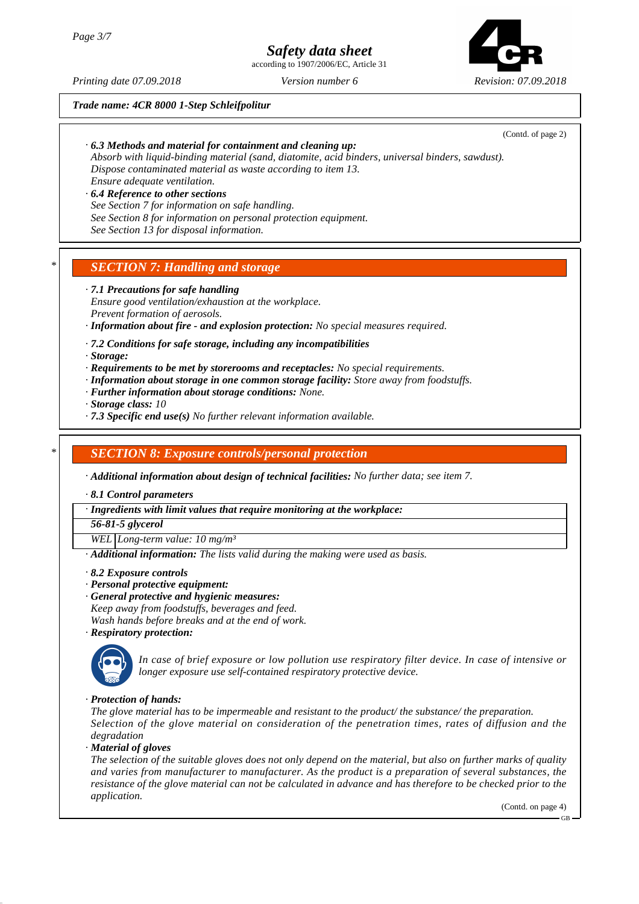*Trade name: 4CR 8000 1-Step Schleifpolitur*

(Contd. of page 2)

· **6.3 Methods and material for containment and cleaning up:**
Absorb with liquid-binding material (sand, diatomite, acid binders, universal binders, sawdust).
Dispose contaminated material as waste according to item 13.
Ensure adequate ventilation.

· **6.4 Reference to other sections**
See Section 7 for information on safe handling.
See Section 8 for information on personal protection equipment.
See Section 13 for disposal information.

## * SECTION 7: Handling and storage

· **7.1 Precautions for safe handling**
Ensure good ventilation/exhaustion at the workplace.
Prevent formation of aerosols.

· **Information about fire - and explosion protection:** No special measures required.

· **7.2 Conditions for safe storage, including any incompatibilities**
· **Storage:**
· **Requirements to be met by storerooms and receptacles:** No special requirements.
· **Information about storage in one common storage facility:** Store away from foodstuffs.
· **Further information about storage conditions:** None.
· **Storage class:** 10
· **7.3 Specific end use(s)** No further relevant information available.

## * SECTION 8: Exposure controls/personal protection

· **Additional information about design of technical facilities:** No further data; see item 7.

· **8.1 Control parameters**

| · **Ingredients with limit values that require monitoring at the workplace:** | |
|---|---|
| **56-81-5 glycerol** | |
| WEL | Long-term value: 10 mg/m³ |

· **Additional information:** The lists valid during the making were used as basis.

· **8.2 Exposure controls**
· **Personal protective equipment:**
· **General protective and hygienic measures:**
Keep away from foodstuffs, beverages and feed.
Wash hands before breaks and at the end of work.
· **Respiratory protection:**

In case of brief exposure or low pollution use respiratory filter device. In case of intensive or longer exposure use self-contained respiratory protective device.

· **Protection of hands:**
The glove material has to be impermeable and resistant to the product/ the substance/ the preparation.
Selection of the glove material on consideration of the penetration times, rates of diffusion and the degradation

· **Material of gloves**
The selection of the suitable gloves does not only depend on the material, but also on further marks of quality and varies from manufacturer to manufacturer. As the product is a preparation of several substances, the resistance of the glove material can not be calculated in advance and has therefore to be checked prior to the application.

(Contd. on page 4)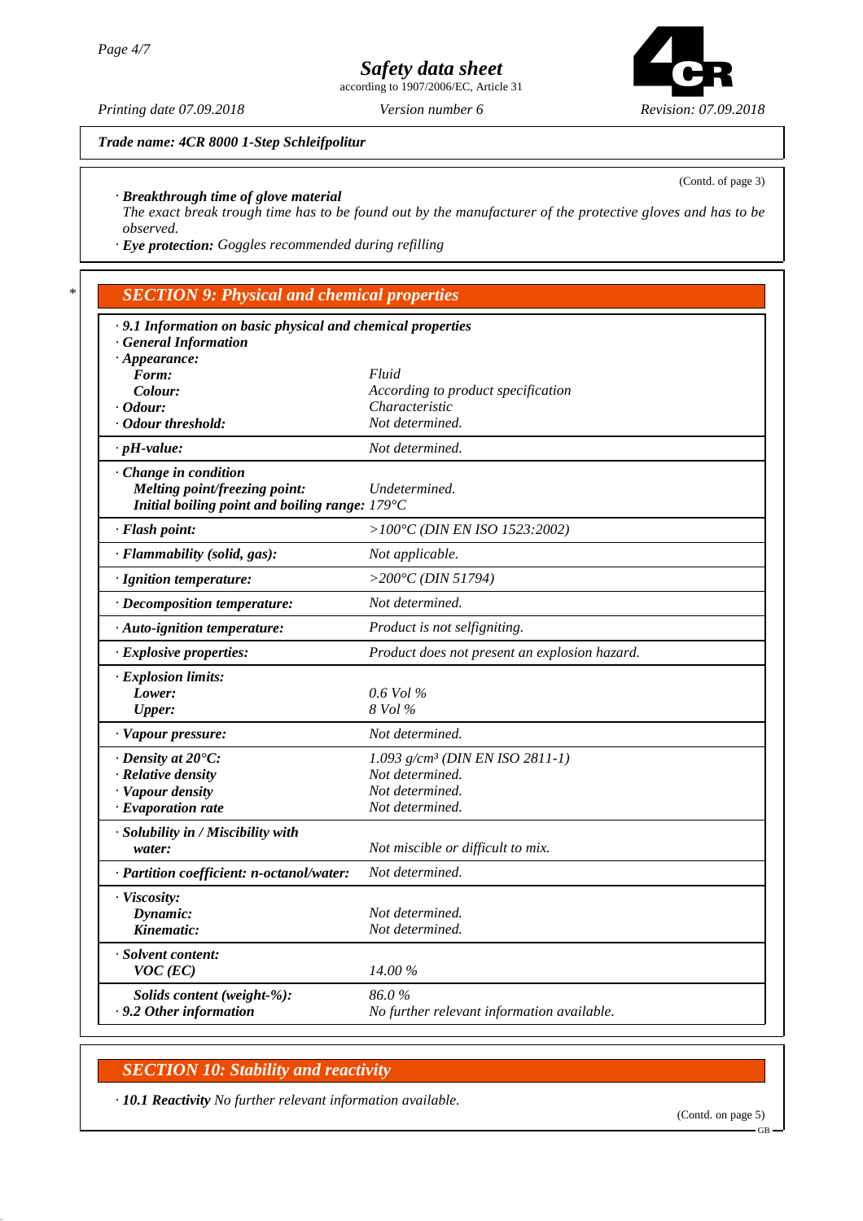**Trade name: 4CR 8000 1-Step Schleifpolitur**

(Contd. of page 3)

· **Breakthrough time of glove material**
The exact break trough time has to be found out by the manufacturer of the protective gloves and has to be observed.
· **Eye protection:** Goggles recommended during refilling

## * SECTION 9: Physical and chemical properties

| | |
|---|---|
| · **9.1 Information on basic physical and chemical properties** | |
| · **General Information** | |
| · **Appearance:** | |
| **Form:** | Fluid |
| **Colour:** | According to product specification |
| · **Odour:** | Characteristic |
| · **Odour threshold:** | Not determined. |
| · **pH-value:** | Not determined. |
| · **Change in condition** | |
| **Melting point/freezing point:** | Undetermined. |
| **Initial boiling point and boiling range:** | 179°C |
| · **Flash point:** | >100°C (DIN EN ISO 1523:2002) |
| · **Flammability (solid, gas):** | Not applicable. |
| · **Ignition temperature:** | >200°C (DIN 51794) |
| · **Decomposition temperature:** | Not determined. |
| · **Auto-ignition temperature:** | Product is not selfigniting. |
| · **Explosive properties:** | Product does not present an explosion hazard. |
| · **Explosion limits:** | |
| **Lower:** | 0.6 Vol % |
| **Upper:** | 8 Vol % |
| · **Vapour pressure:** | Not determined. |
| · **Density at 20°C:** | 1.093 g/cm³ (DIN EN ISO 2811-1) |
| · **Relative density** | Not determined. |
| · **Vapour density** | Not determined. |
| · **Evaporation rate** | Not determined. |
| · **Solubility in / Miscibility with water:** | Not miscible or difficult to mix. |
| · **Partition coefficient: n-octanol/water:** | Not determined. |
| · **Viscosity:** | |
| **Dynamic:** | Not determined. |
| **Kinematic:** | Not determined. |
| · **Solvent content:** | |
| **VOC (EC)** | 14.00 % |
| **Solids content (weight-%):** | 86.0 % |
| · **9.2 Other information** | No further relevant information available. |

## SECTION 10: Stability and reactivity

· **10.1 Reactivity** No further relevant information available.

(Contd. on page 5)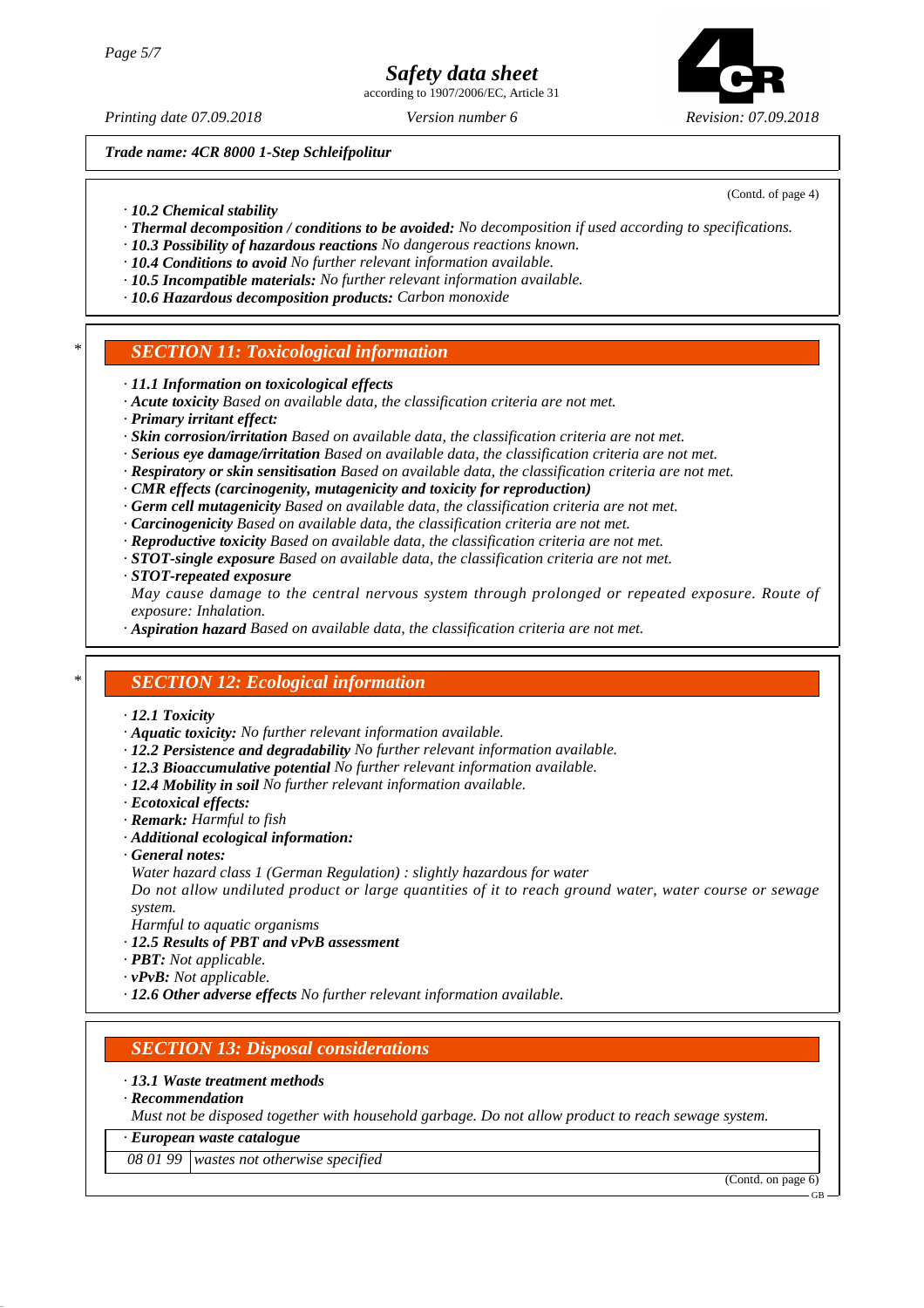*Trade name: 4CR 8000 1-Step Schleifpolitur*

(Contd. of page 4)

- *10.2 Chemical stability*
- ***Thermal decomposition / conditions to be avoided:*** *No decomposition if used according to specifications.*
- ***10.3 Possibility of hazardous reactions*** *No dangerous reactions known.*
- ***10.4 Conditions to avoid*** *No further relevant information available.*
- ***10.5 Incompatible materials:*** *No further relevant information available.*
- ***10.6 Hazardous decomposition products:*** *Carbon monoxide*

\*

## *SECTION 11: Toxicological information*

- ***11.1 Information on toxicological effects***
- ***Acute toxicity*** *Based on available data, the classification criteria are not met.*
- ***Primary irritant effect:***
- ***Skin corrosion/irritation*** *Based on available data, the classification criteria are not met.*
- ***Serious eye damage/irritation*** *Based on available data, the classification criteria are not met.*
- ***Respiratory or skin sensitisation*** *Based on available data, the classification criteria are not met.*
- ***CMR effects (carcinogenity, mutagenicity and toxicity for reproduction)***
- ***Germ cell mutagenicity*** *Based on available data, the classification criteria are not met.*
- ***Carcinogenicity*** *Based on available data, the classification criteria are not met.*
- ***Reproductive toxicity*** *Based on available data, the classification criteria are not met.*
- ***STOT-single exposure*** *Based on available data, the classification criteria are not met.*
- ***STOT-repeated exposure***

  *May cause damage to the central nervous system through prolonged or repeated exposure. Route of exposure: Inhalation.*
- ***Aspiration hazard*** *Based on available data, the classification criteria are not met.*

\*

## *SECTION 12: Ecological information*

- ***12.1 Toxicity***
- ***Aquatic toxicity:*** *No further relevant information available.*
- ***12.2 Persistence and degradability*** *No further relevant information available.*
- ***12.3 Bioaccumulative potential*** *No further relevant information available.*
- ***12.4 Mobility in soil*** *No further relevant information available.*
- ***Ecotoxical effects:***
- ***Remark:*** *Harmful to fish*
- ***Additional ecological information:***
- ***General notes:***

  *Water hazard class 1 (German Regulation) : slightly hazardous for water*

  *Do not allow undiluted product or large quantities of it to reach ground water, water course or sewage system.*

  *Harmful to aquatic organisms*
- ***12.5 Results of PBT and vPvB assessment***
- ***PBT:*** *Not applicable.*
- ***vPvB:*** *Not applicable.*
- ***12.6 Other adverse effects*** *No further relevant information available.*

## *SECTION 13: Disposal considerations*

- ***13.1 Waste treatment methods***
- ***Recommendation***

  *Must not be disposed together with household garbage. Do not allow product to reach sewage system.*

| · ***European waste catalogue*** | |
|---|---|
| *08 01 99* | *wastes not otherwise specified* |

(Contd. on page 6)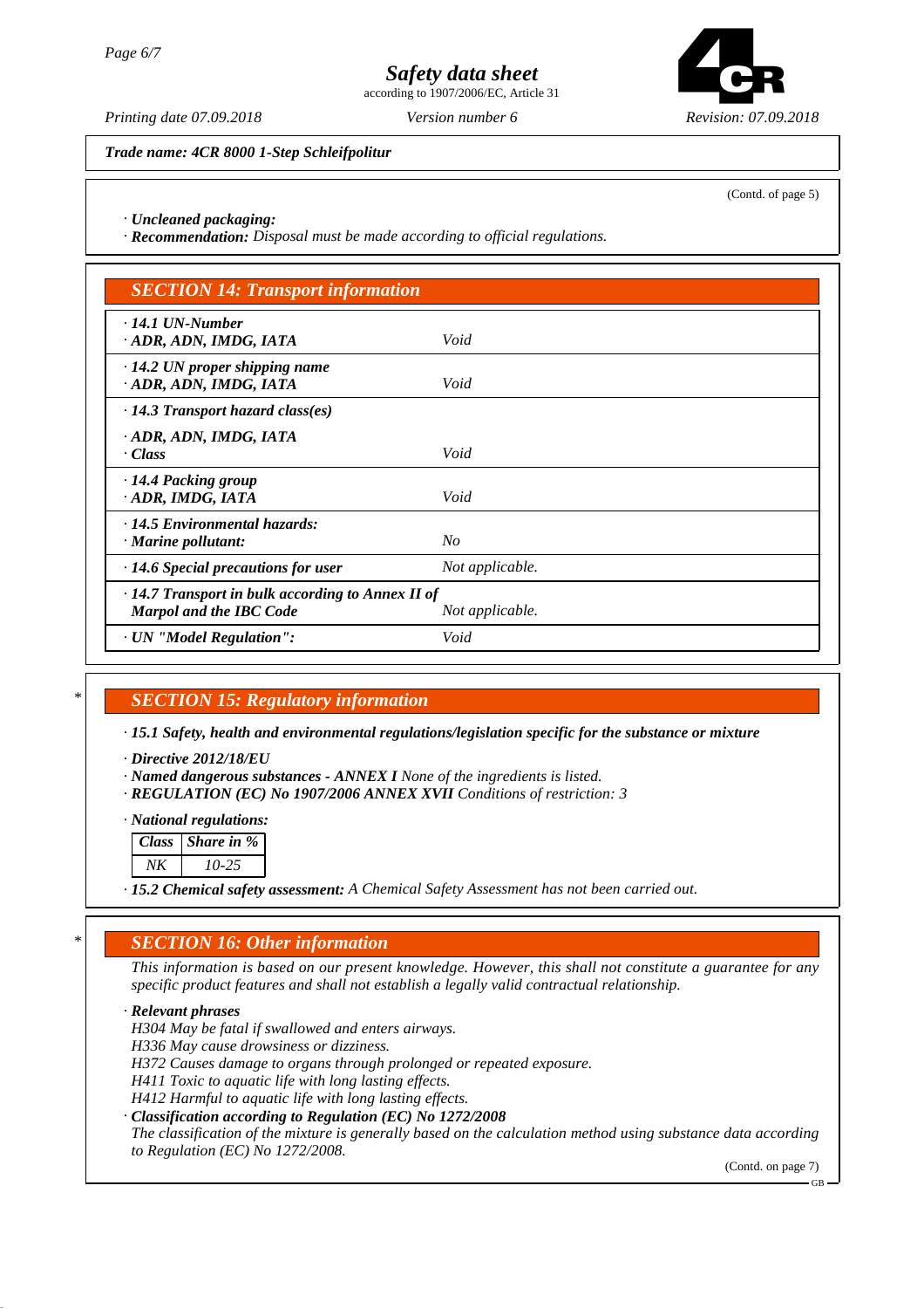*Trade name: 4CR 8000 1-Step Schleifpolitur*

(Contd. of page 5)

· *Uncleaned packaging:*
· ***Recommendation:*** *Disposal must be made according to official regulations.*

## SECTION 14: Transport information

| | |
|---|---|
| · **14.1 UN-Number** · **ADR, ADN, IMDG, IATA** | *Void* |
| · **14.2 UN proper shipping name** · **ADR, ADN, IMDG, IATA** | *Void* |
| · **14.3 Transport hazard class(es)** | |
| · **ADR, ADN, IMDG, IATA** · **Class** | *Void* |
| · **14.4 Packing group** · **ADR, IMDG, IATA** | *Void* |
| · **14.5 Environmental hazards:** · **Marine pollutant:** | *No* |
| · **14.6 Special precautions for user** | *Not applicable.* |
| · **14.7 Transport in bulk according to Annex II of Marpol and the IBC Code** | *Not applicable.* |
| · **UN "Model Regulation":** | *Void* |

## * SECTION 15: Regulatory information

· ***15.1 Safety, health and environmental regulations/legislation specific for the substance or mixture***

· ***Directive 2012/18/EU***
· ***Named dangerous substances - ANNEX I*** *None of the ingredients is listed.*
· ***REGULATION (EC) No 1907/2006 ANNEX XVII*** *Conditions of restriction: 3*

· ***National regulations:***

| Class | Share in % |
|---|---|
| NK | 10-25 |

· ***15.2 Chemical safety assessment:*** *A Chemical Safety Assessment has not been carried out.*

## * SECTION 16: Other information

*This information is based on our present knowledge. However, this shall not constitute a guarantee for any specific product features and shall not establish a legally valid contractual relationship.*

· ***Relevant phrases***
*H304 May be fatal if swallowed and enters airways.*
*H336 May cause drowsiness or dizziness.*
*H372 Causes damage to organs through prolonged or repeated exposure.*
*H411 Toxic to aquatic life with long lasting effects.*
*H412 Harmful to aquatic life with long lasting effects.*
· ***Classification according to Regulation (EC) No 1272/2008***
*The classification of the mixture is generally based on the calculation method using substance data according to Regulation (EC) No 1272/2008.*

(Contd. on page 7)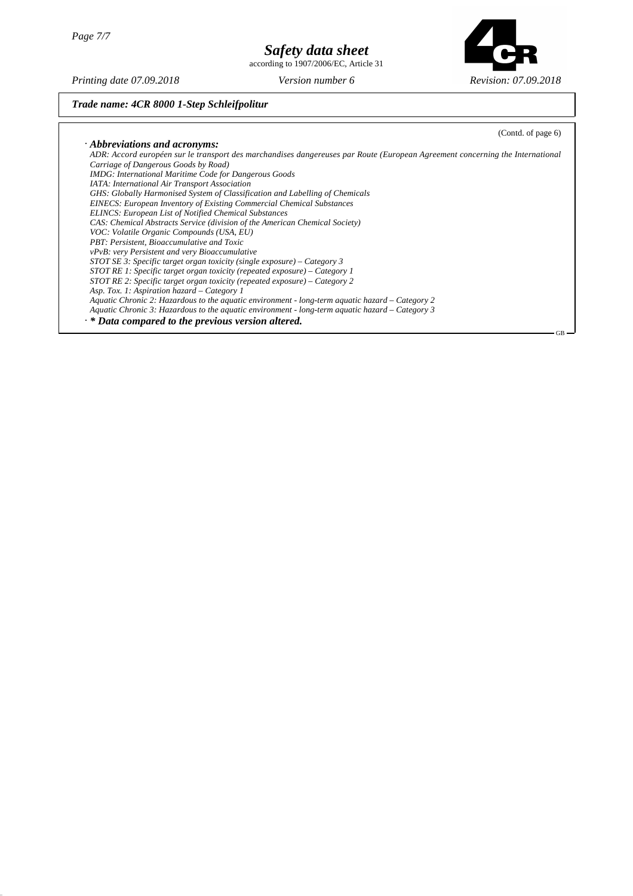## Trade name: 4CR 8000 1-Step Schleifpolitur

(Contd. of page 6)

· ***Abbreviations and acronyms:***

*ADR: Accord européen sur le transport des marchandises dangereuses par Route (European Agreement concerning the International Carriage of Dangerous Goods by Road)*
*IMDG: International Maritime Code for Dangerous Goods*
*IATA: International Air Transport Association*
*GHS: Globally Harmonised System of Classification and Labelling of Chemicals*
*EINECS: European Inventory of Existing Commercial Chemical Substances*
*ELINCS: European List of Notified Chemical Substances*
*CAS: Chemical Abstracts Service (division of the American Chemical Society)*
*VOC: Volatile Organic Compounds (USA, EU)*
*PBT: Persistent, Bioaccumulative and Toxic*
*vPvB: very Persistent and very Bioaccumulative*
*STOT SE 3: Specific target organ toxicity (single exposure) – Category 3*
*STOT RE 1: Specific target organ toxicity (repeated exposure) – Category 1*
*STOT RE 2: Specific target organ toxicity (repeated exposure) – Category 2*
*Asp. Tox. 1: Aspiration hazard – Category 1*
*Aquatic Chronic 2: Hazardous to the aquatic environment - long-term aquatic hazard – Category 2*
*Aquatic Chronic 3: Hazardous to the aquatic environment - long-term aquatic hazard – Category 3*

· ***\* Data compared to the previous version altered.***

GB